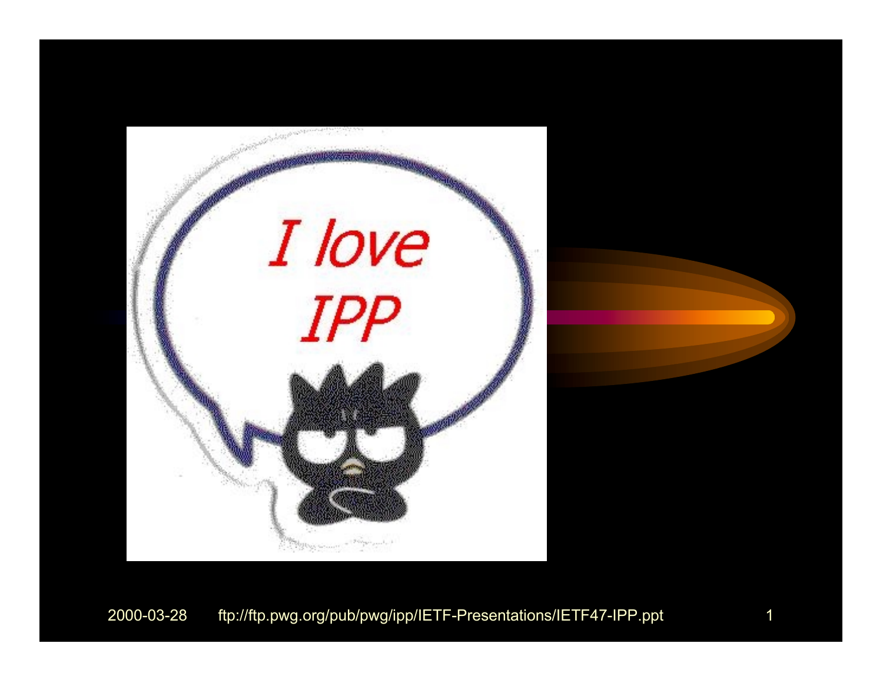I love IPP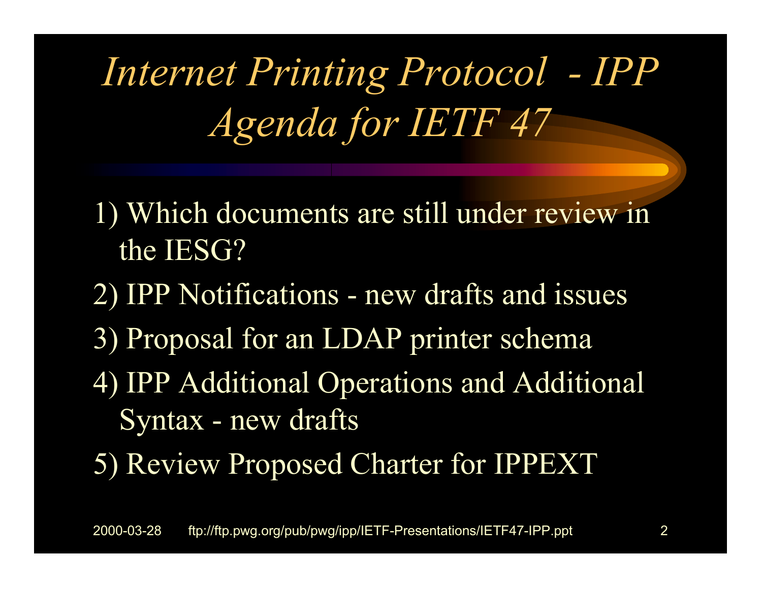# *Internet Printing Protocol - IPP Agenda for IETF 47*

1) Which documents are still under review in the IESG?
2) IPP Notifications - new drafts and issues
3) Proposal for an LDAP printer schema
4) IPP Additional Operations and Additional Syntax - new drafts
5) Review Proposed Charter for IPPEXT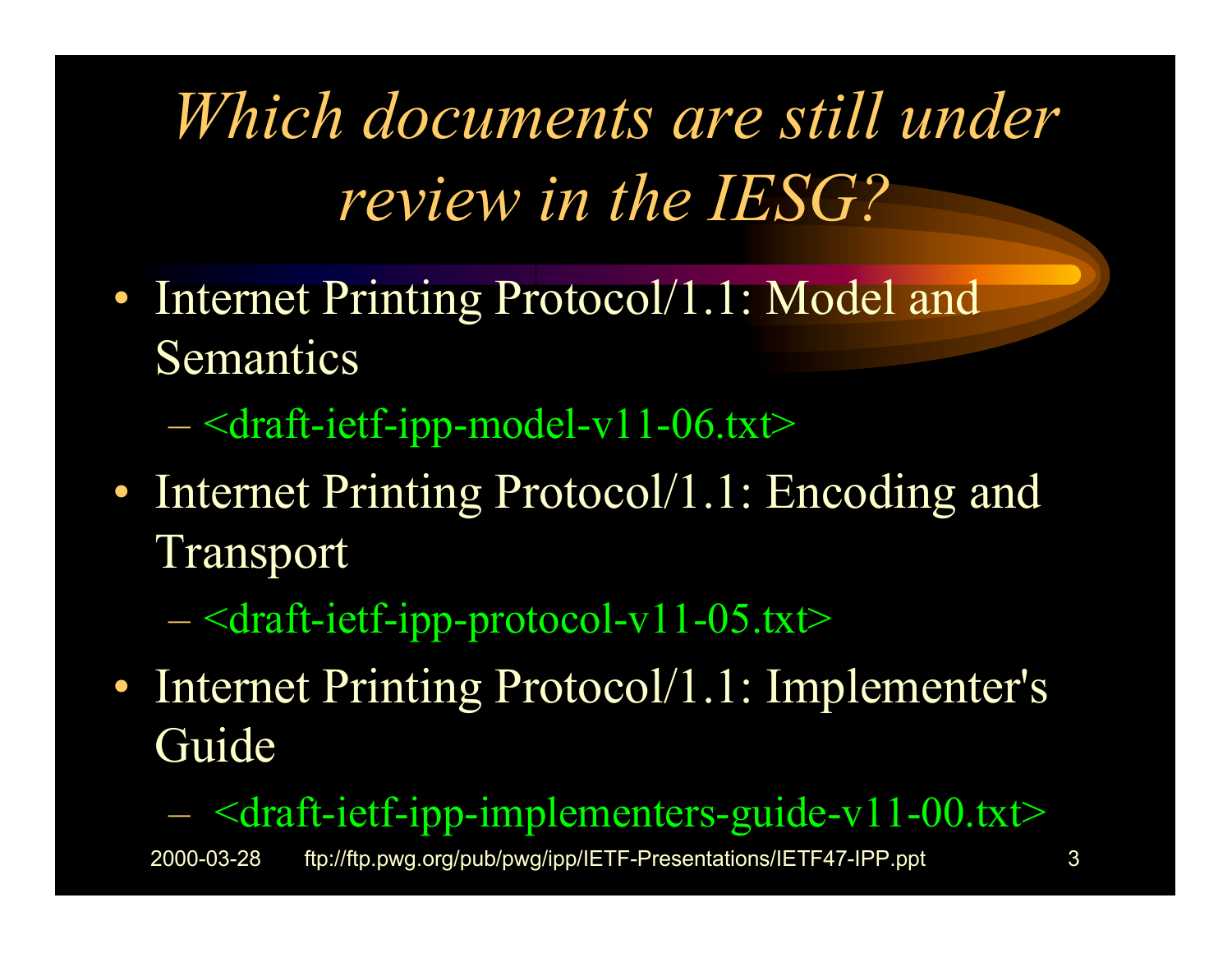# *Which documents are still under review in the IESG?*

- Internet Printing Protocol/1.1: Model and Semantics
  - <draft-ietf-ipp-model-v11-06.txt>
- Internet Printing Protocol/1.1: Encoding and Transport
  - <draft-ietf-ipp-protocol-v11-05.txt>
- Internet Printing Protocol/1.1: Implementer's Guide
  - <draft-ietf-ipp-implementers-guide-v11-00.txt>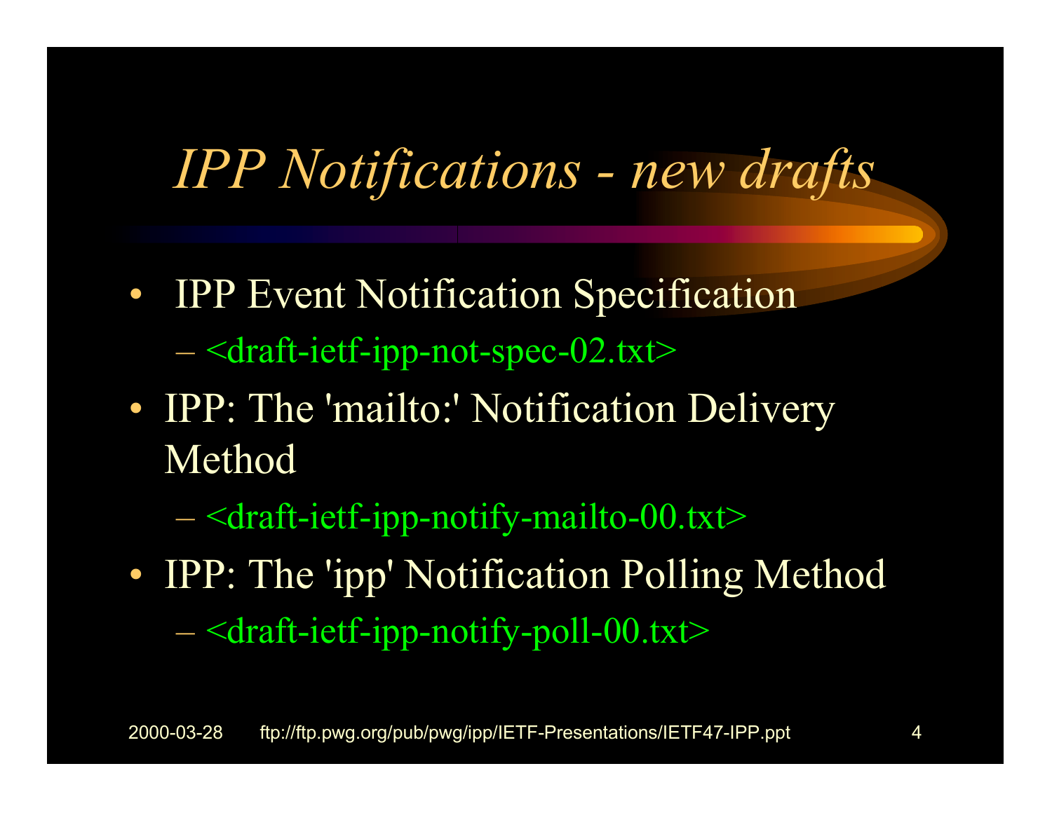# *IPP Notifications - new drafts*

- IPP Event Notification Specification
  - <draft-ietf-ipp-not-spec-02.txt>
- IPP: The 'mailto:' Notification Delivery Method
  - <draft-ietf-ipp-notify-mailto-00.txt>
- IPP: The 'ipp' Notification Polling Method
  - <draft-ietf-ipp-notify-poll-00.txt>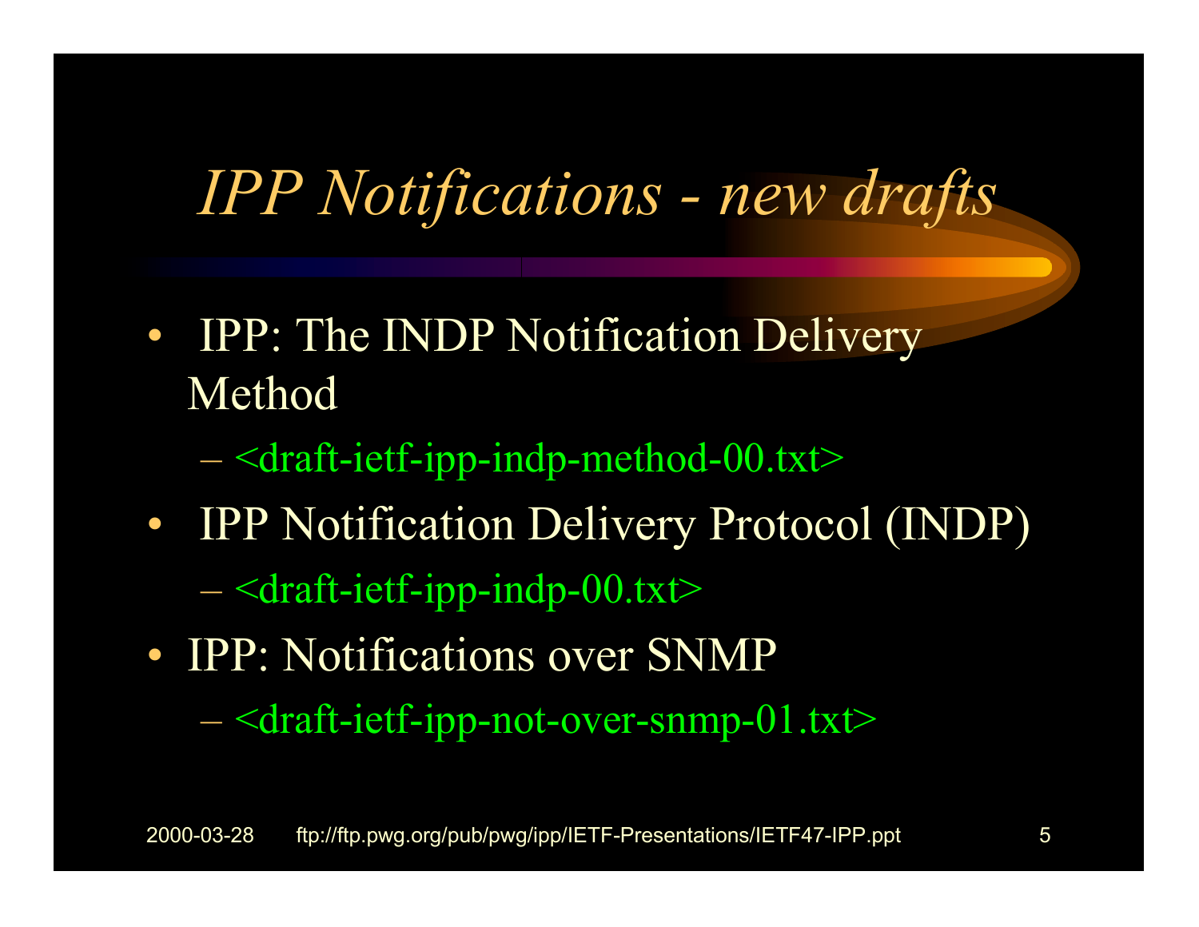# *IPP Notifications - new drafts*

- IPP: The INDP Notification Delivery Method
  - <draft-ietf-ipp-indp-method-00.txt>
- IPP Notification Delivery Protocol (INDP)
  - <draft-ietf-ipp-indp-00.txt>
- IPP: Notifications over SNMP
  - <draft-ietf-ipp-not-over-snmp-01.txt>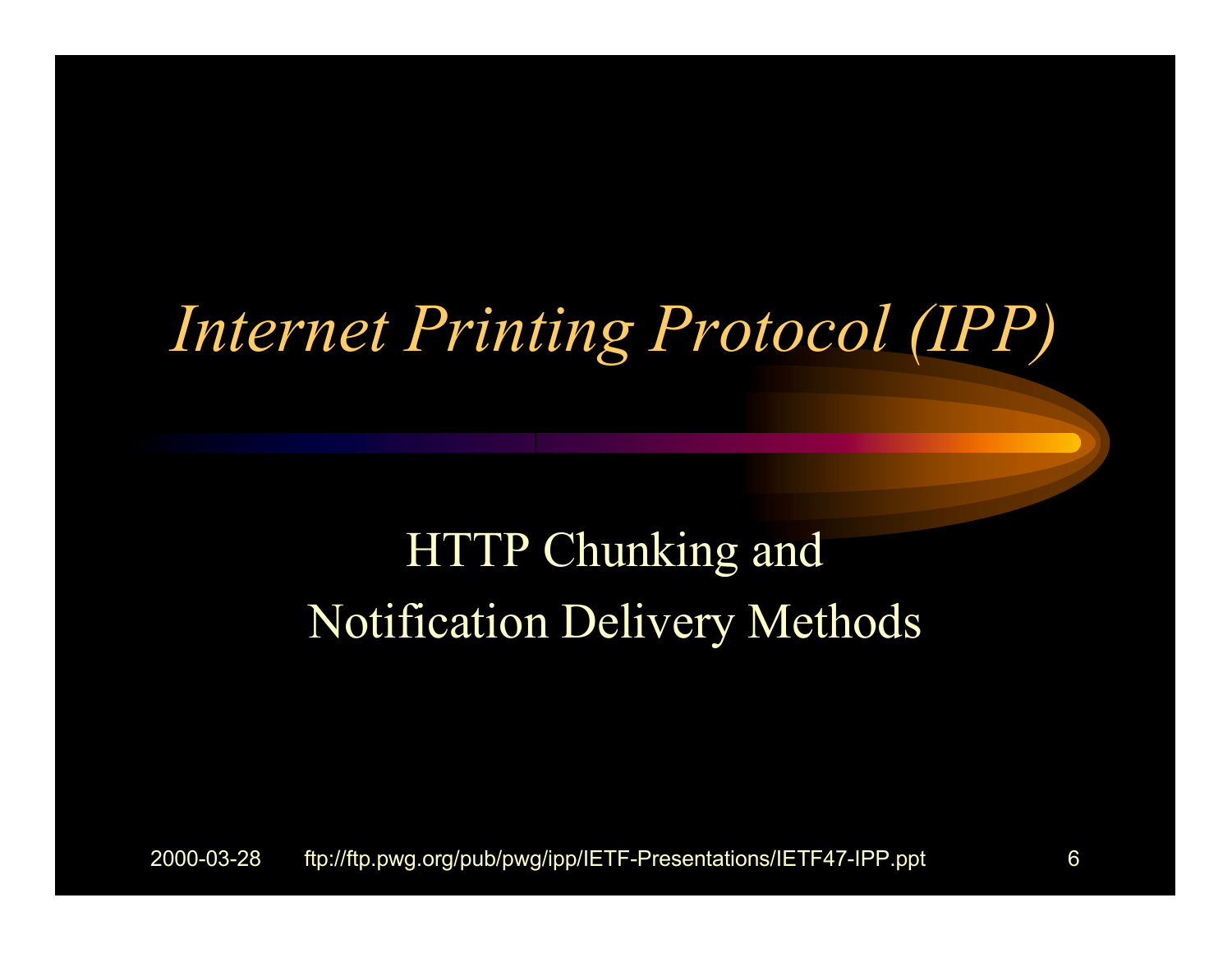# *Internet Printing Protocol (IPP)*

HTTP Chunking and
Notification Delivery Methods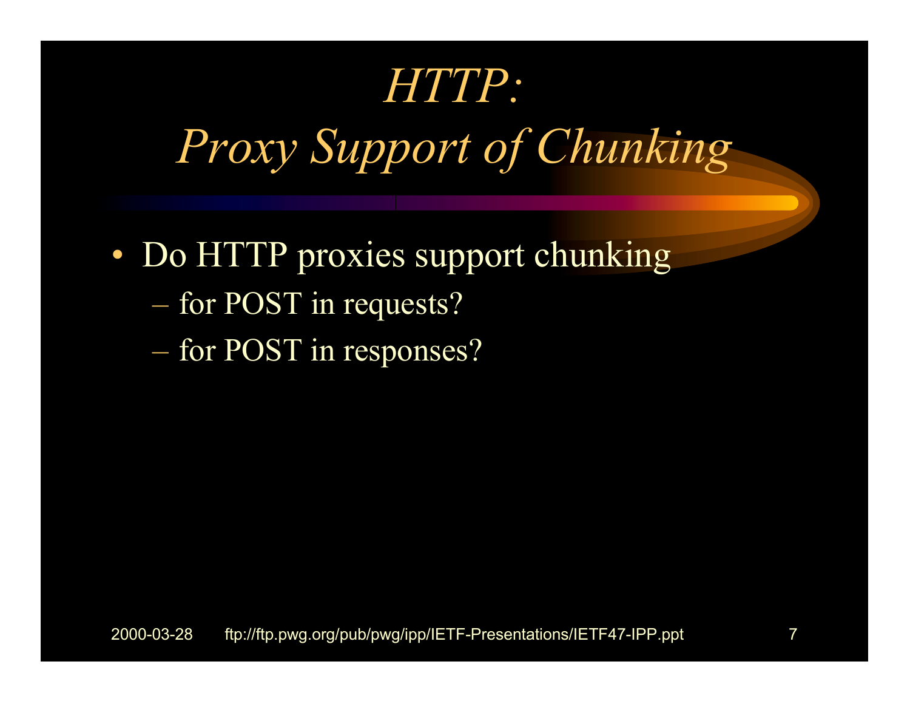# *HTTP: Proxy Support of Chunking*

- Do HTTP proxies support chunking
  - for POST in requests?
  - for POST in responses?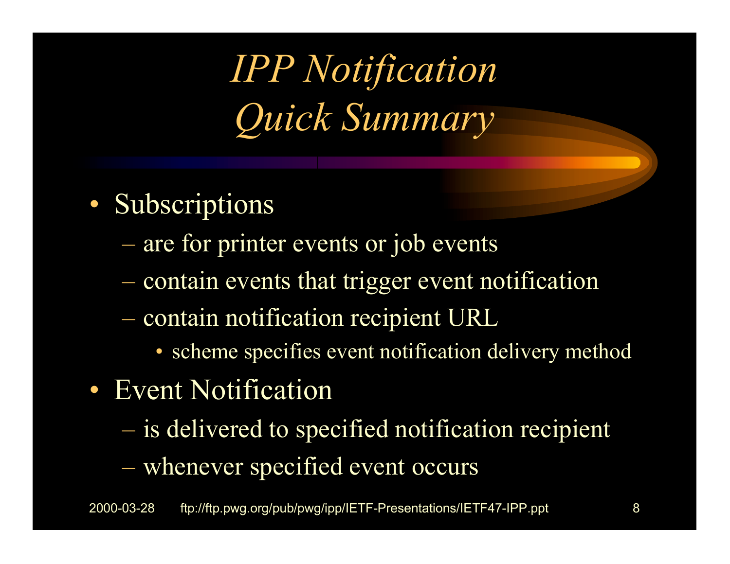# *IPP Notification Quick Summary*

- Subscriptions
  - are for printer events or job events
  - contain events that trigger event notification
  - contain notification recipient URL
    - scheme specifies event notification delivery method
- Event Notification
  - is delivered to specified notification recipient
  - whenever specified event occurs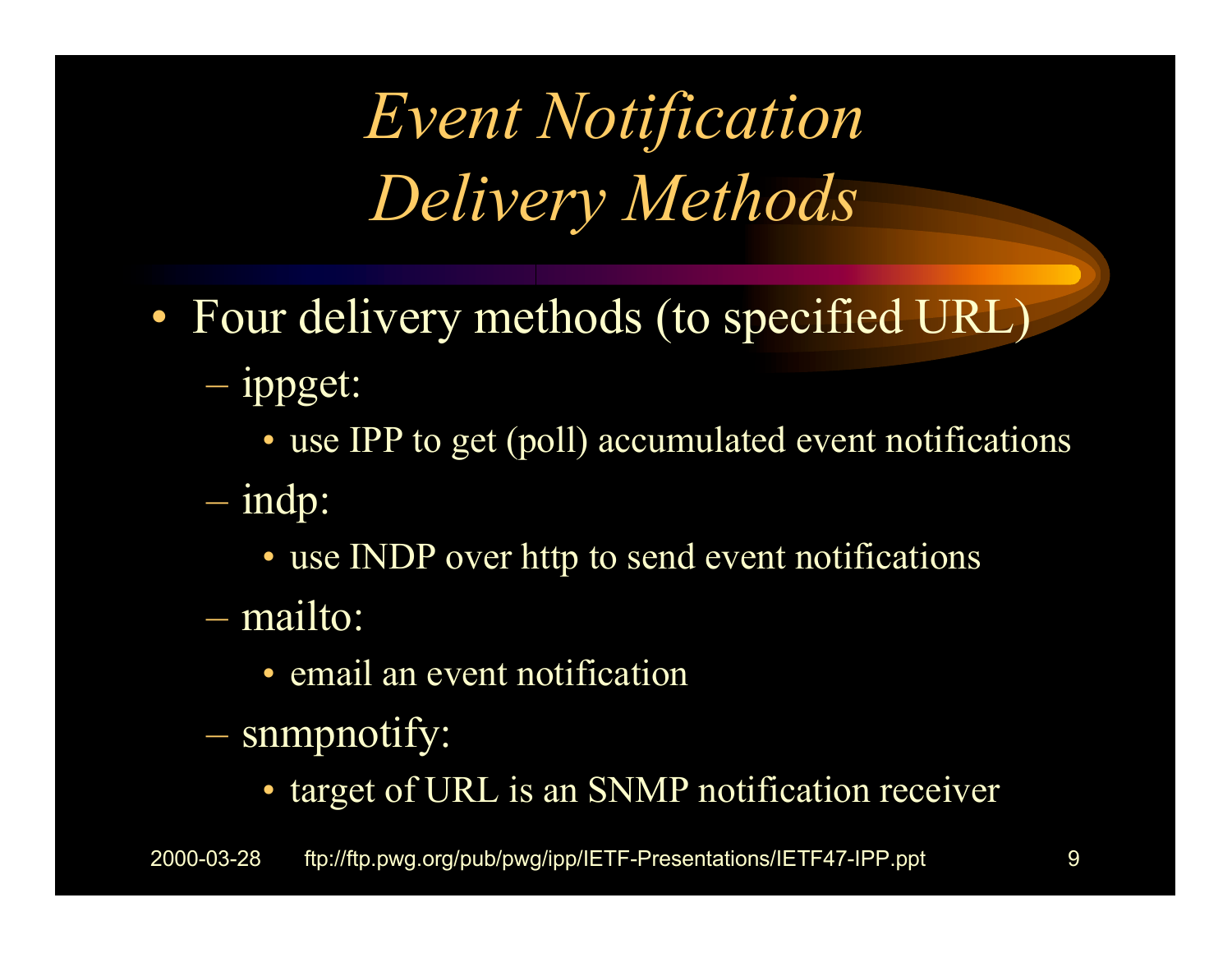# *Event Notification Delivery Methods*

- Four delivery methods (to specified URL)
  - ippget:
    - use IPP to get (poll) accumulated event notifications
  - indp:
    - use INDP over http to send event notifications
  - mailto:
    - email an event notification
  - snmpnotify:
    - target of URL is an SNMP notification receiver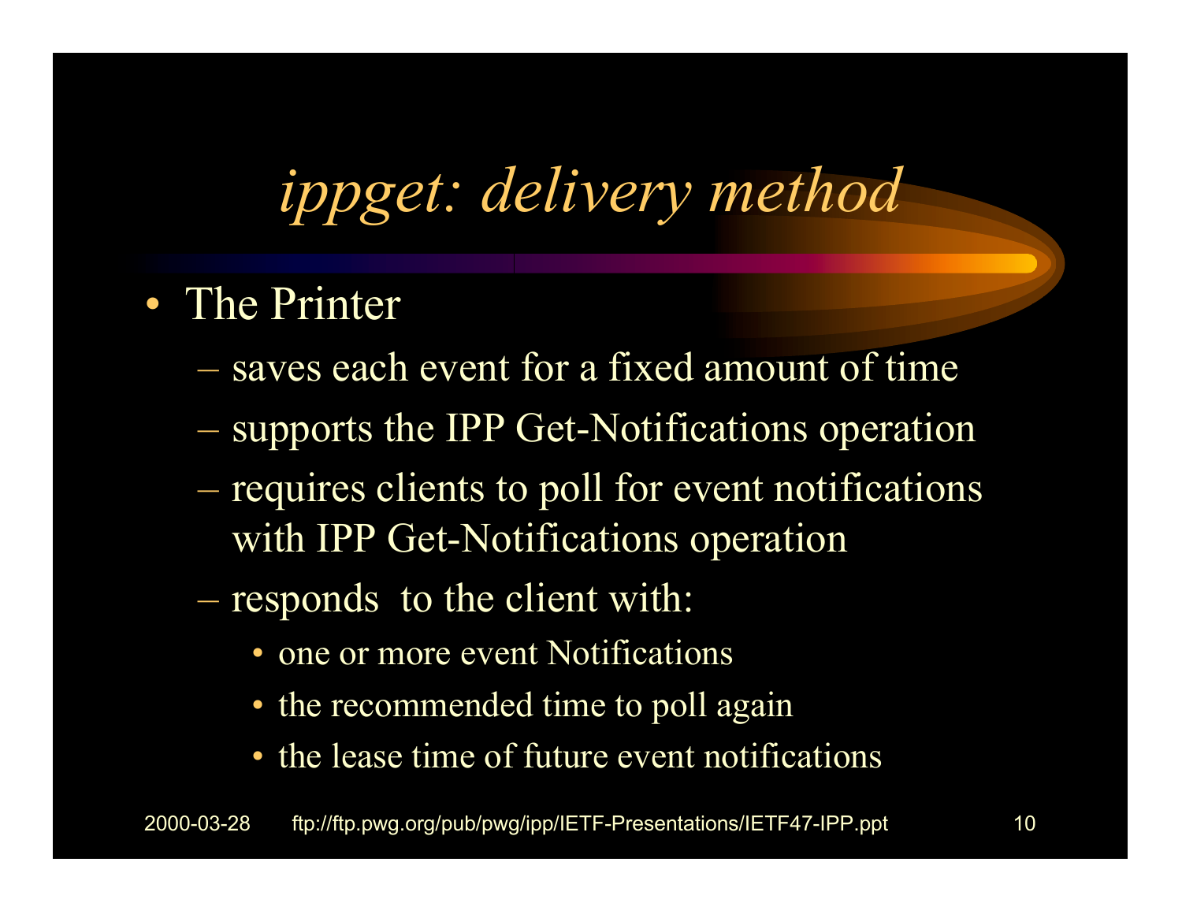# *ippget: delivery method*

- The Printer
  - saves each event for a fixed amount of time
  - supports the IPP Get-Notifications operation
  - requires clients to poll for event notifications with IPP Get-Notifications operation
  - responds  to the client with:
    - one or more event Notifications
    - the recommended time to poll again
    - the lease time of future event notifications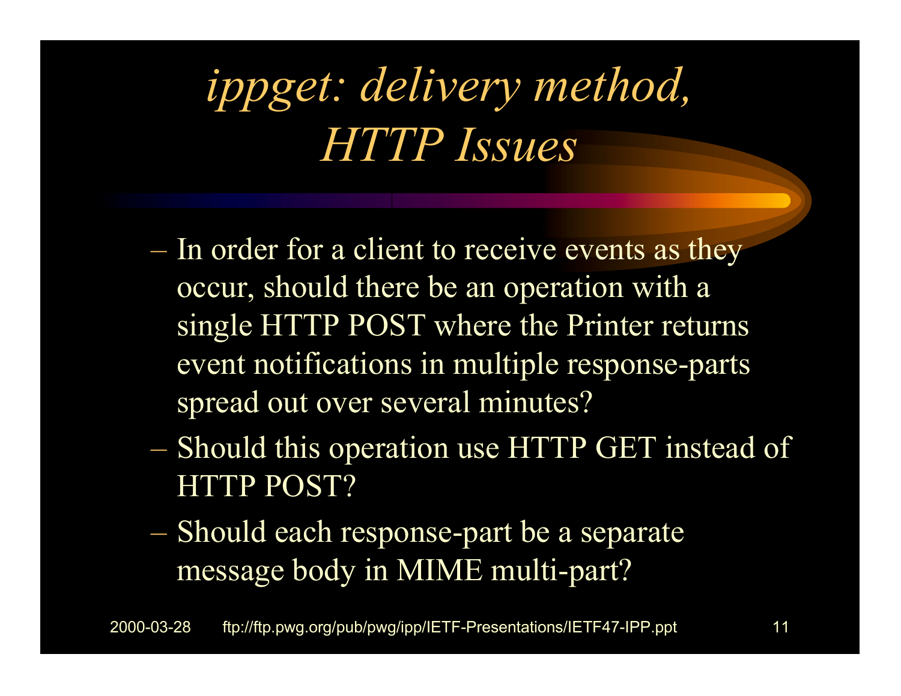# *ippget: delivery method, HTTP Issues*

- In order for a client to receive events as they occur, should there be an operation with a single HTTP POST where the Printer returns event notifications in multiple response-parts spread out over several minutes?
- Should this operation use HTTP GET instead of HTTP POST?
- Should each response-part be a separate message body in MIME multi-part?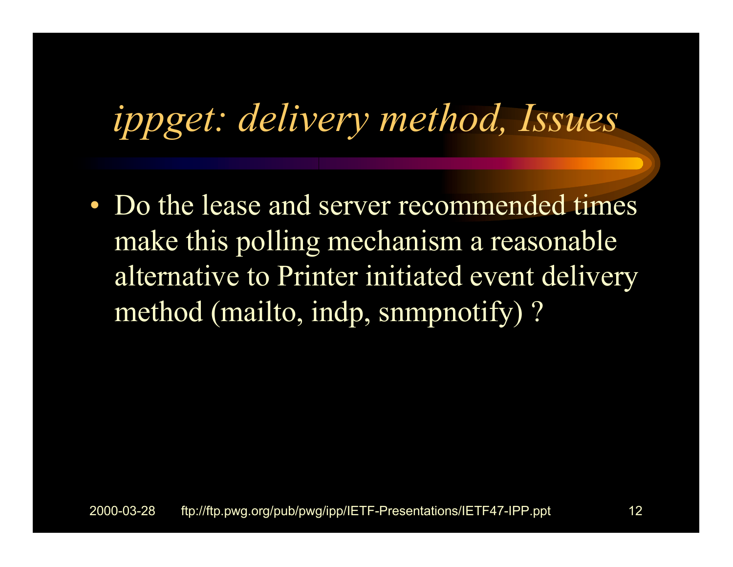# *ippget: delivery method, Issues*

- Do the lease and server recommended times make this polling mechanism a reasonable alternative to Printer initiated event delivery method (mailto, indp, snmpnotify) ?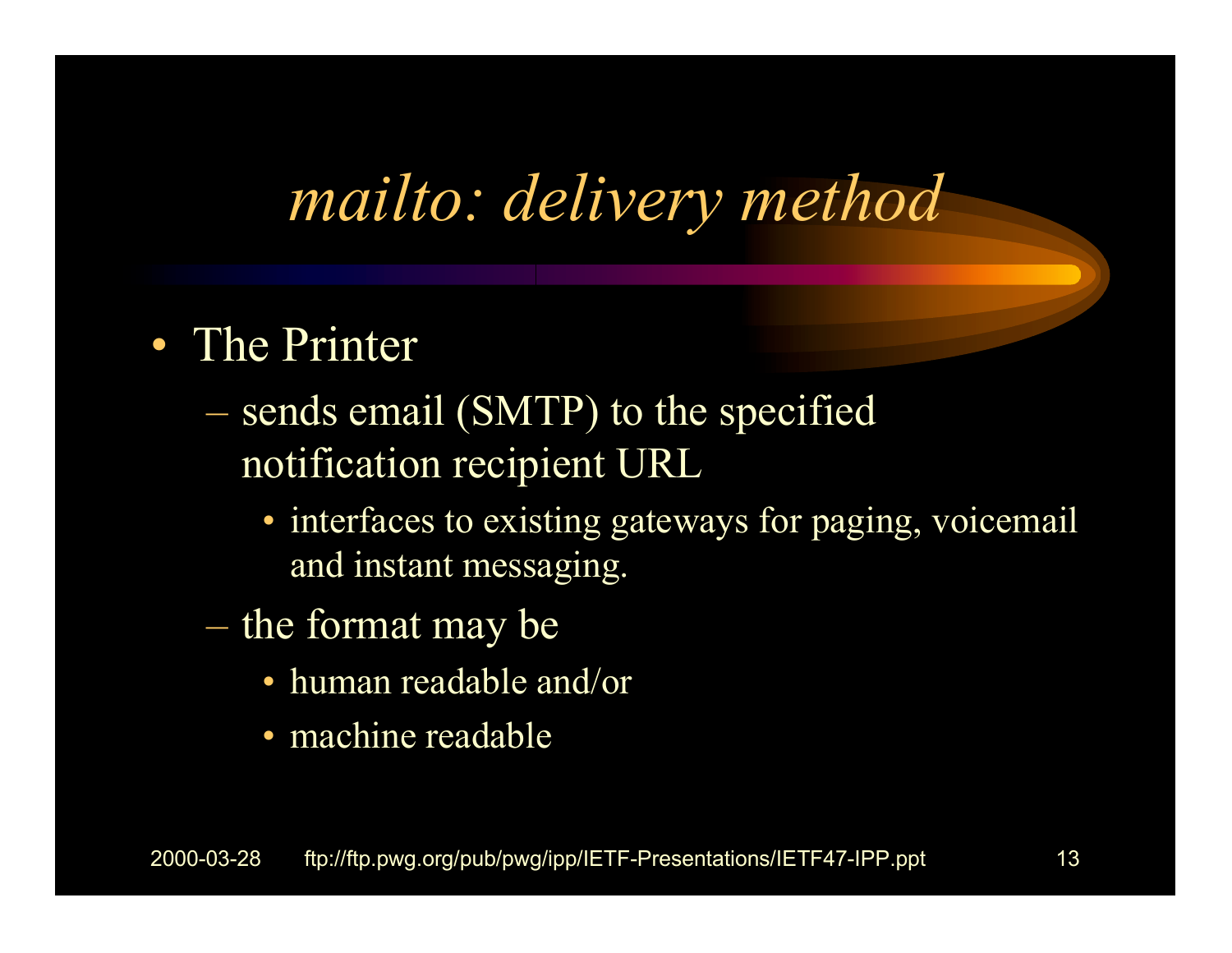# *mailto: delivery method*

- The Printer
  - sends email (SMTP) to the specified notification recipient URL
    - interfaces to existing gateways for paging, voicemail and instant messaging.
  - the format may be
    - human readable and/or
    - machine readable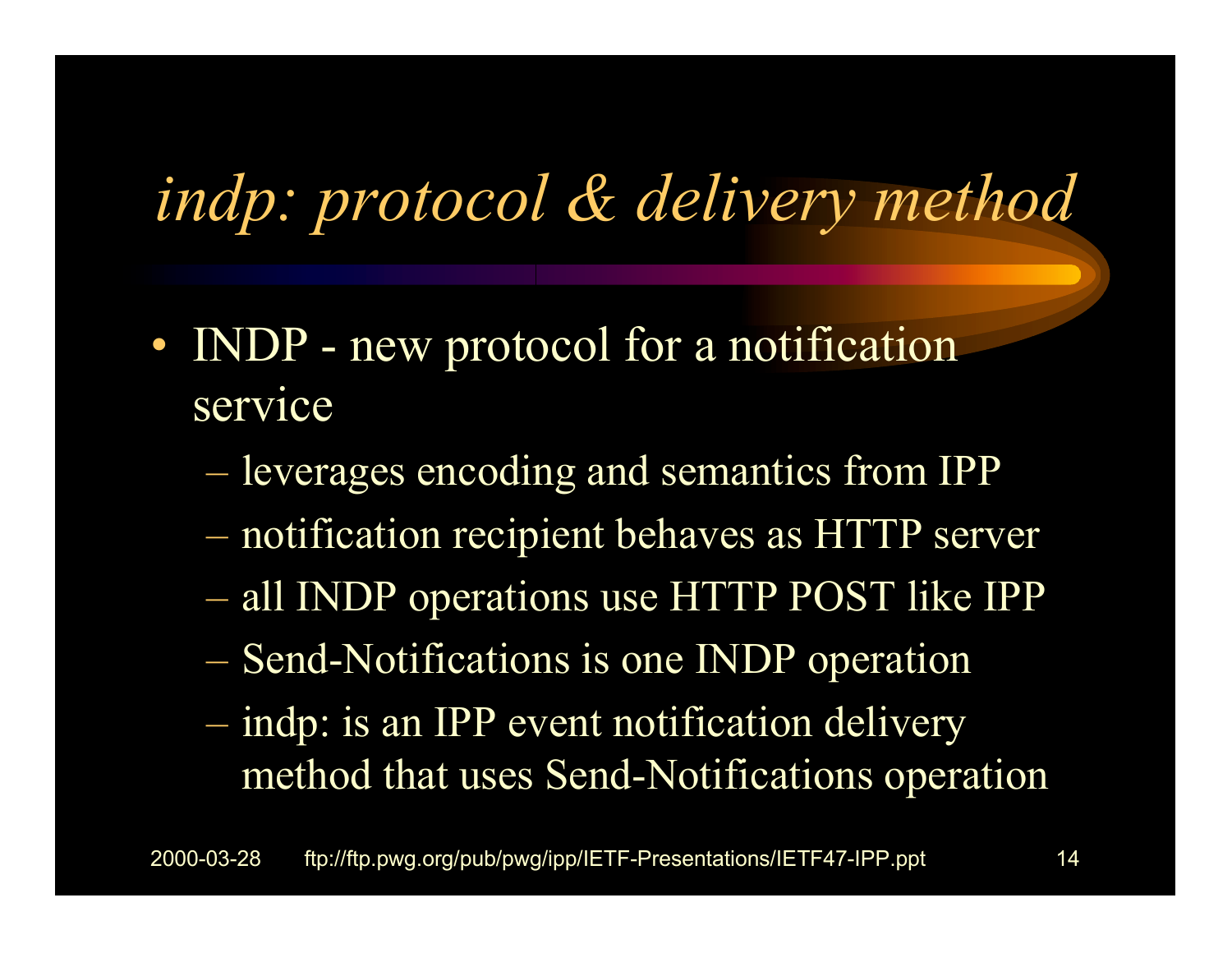# *indp: protocol & delivery method*

- INDP - new protocol for a notification service
  - leverages encoding and semantics from IPP
  - notification recipient behaves as HTTP server
  - all INDP operations use HTTP POST like IPP
  - Send-Notifications is one INDP operation
  - indp: is an IPP event notification delivery method that uses Send-Notifications operation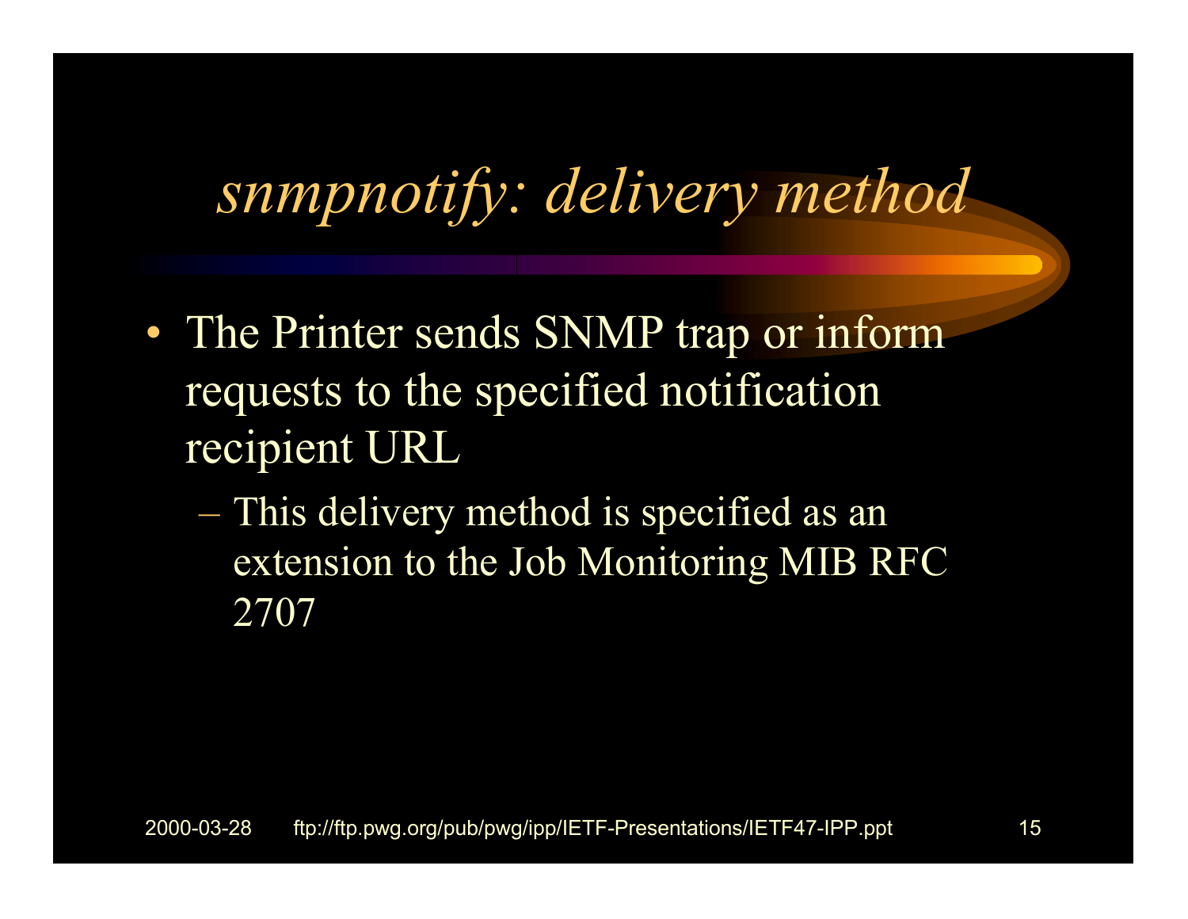# *snmpnotify: delivery method*

- The Printer sends SNMP trap or inform requests to the specified notification recipient URL
  - This delivery method is specified as an extension to the Job Monitoring MIB RFC 2707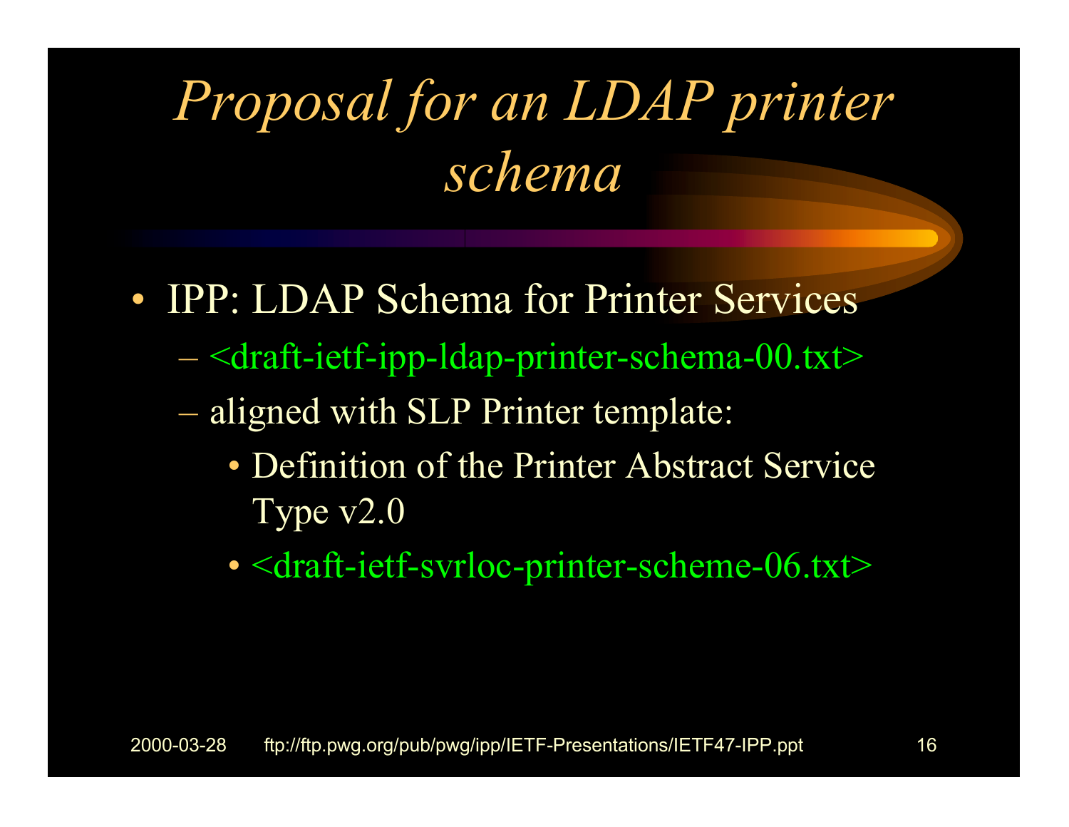# Proposal for an LDAP printer schema

- IPP: LDAP Schema for Printer Services
  - <draft-ietf-ipp-ldap-printer-schema-00.txt>
  - aligned with SLP Printer template:
    - Definition of the Printer Abstract Service Type v2.0
    - <draft-ietf-svrloc-printer-scheme-06.txt>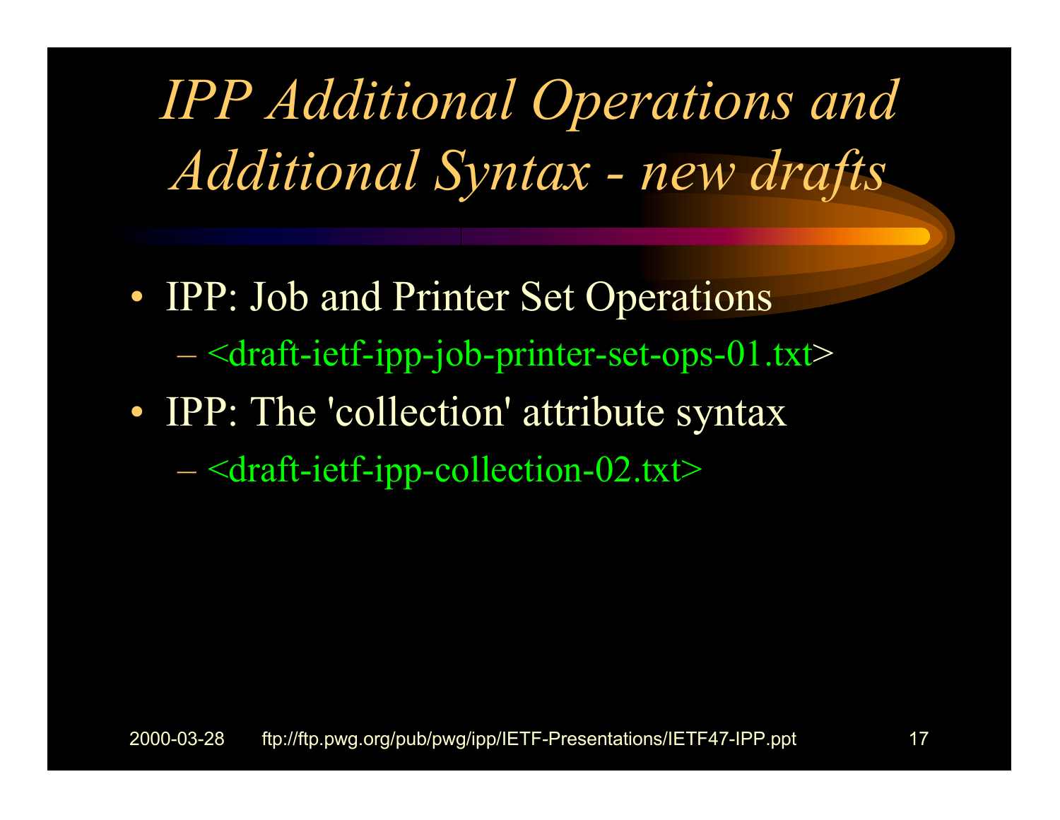# *IPP Additional Operations and Additional Syntax - new drafts*

- IPP: Job and Printer Set Operations
  - <draft-ietf-ipp-job-printer-set-ops-01.txt>
- IPP: The 'collection' attribute syntax
  - <draft-ietf-ipp-collection-02.txt>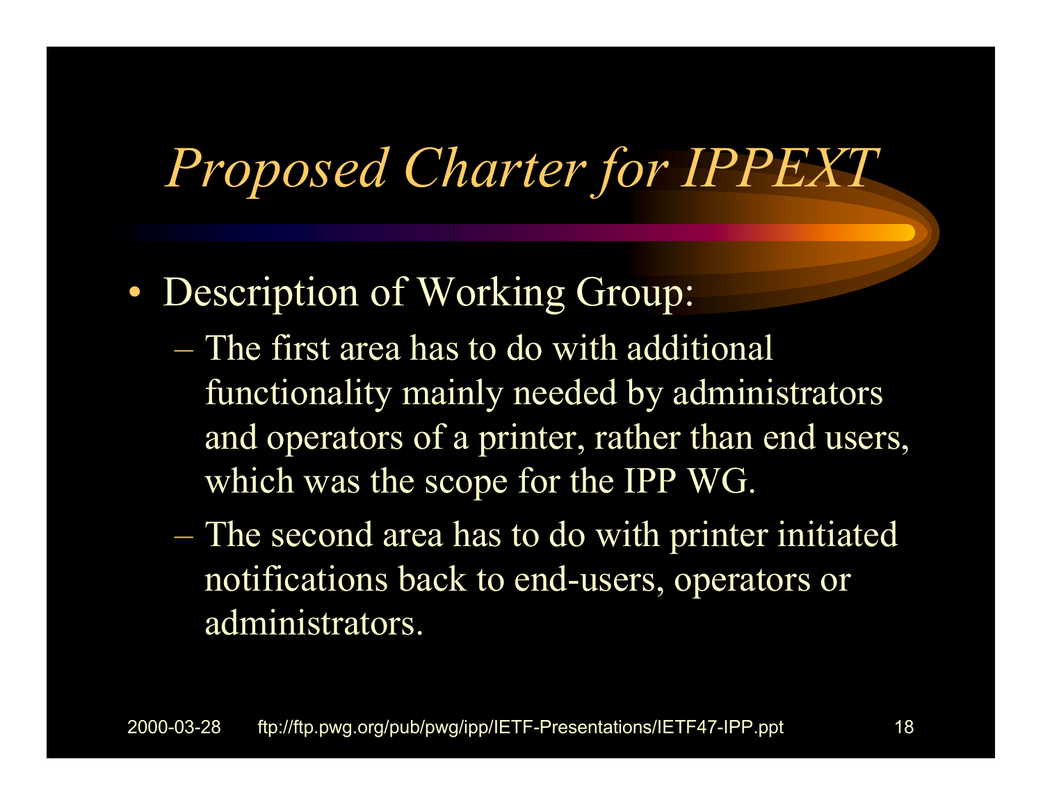# *Proposed Charter for IPPEXT*

- Description of Working Group:
  - The first area has to do with additional functionality mainly needed by administrators and operators of a printer, rather than end users, which was the scope for the IPP WG.
  - The second area has to do with printer initiated notifications back to end-users, operators or administrators.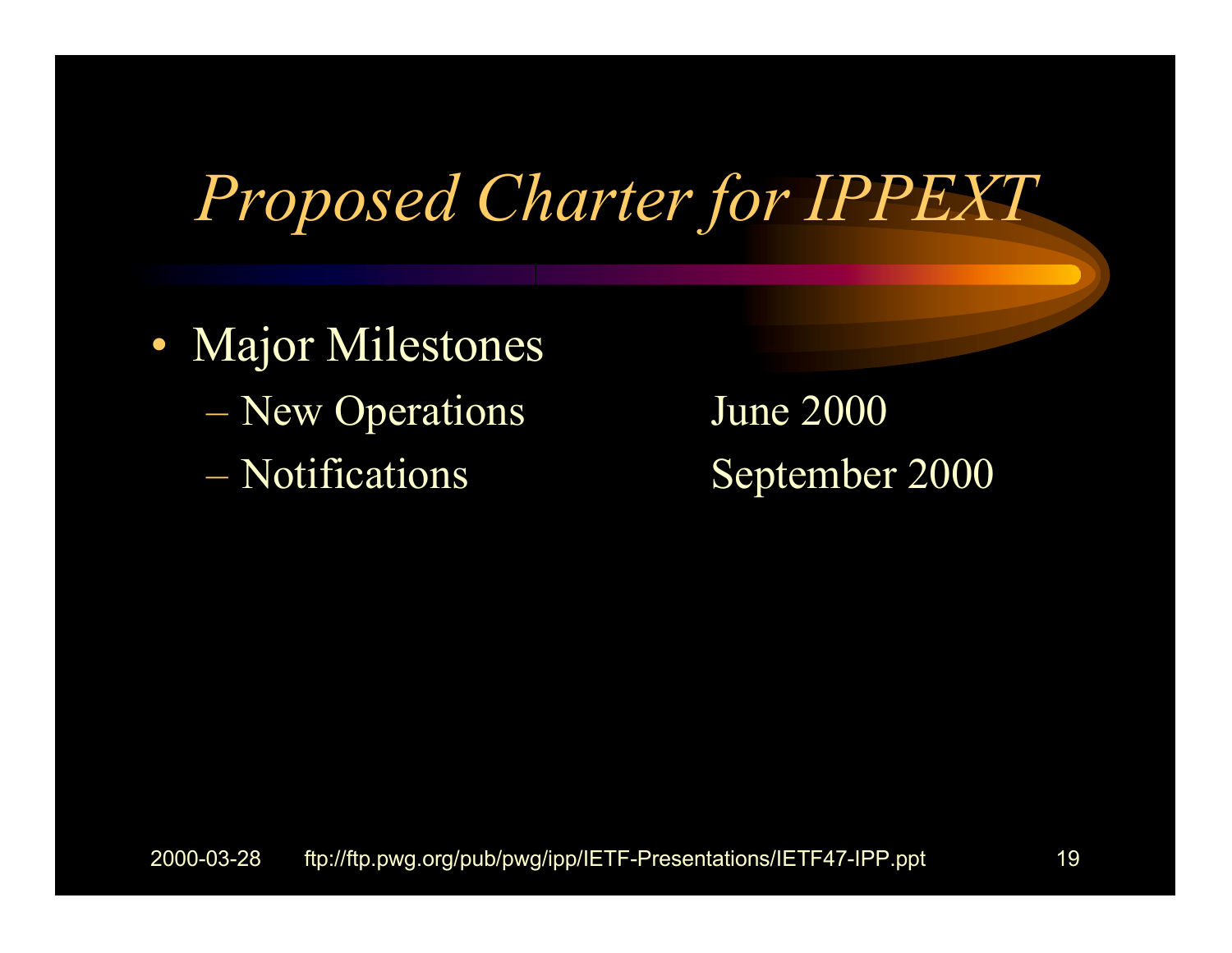# *Proposed Charter for IPPEXT*

- Major Milestones
  - New Operations June 2000
  - Notifications September 2000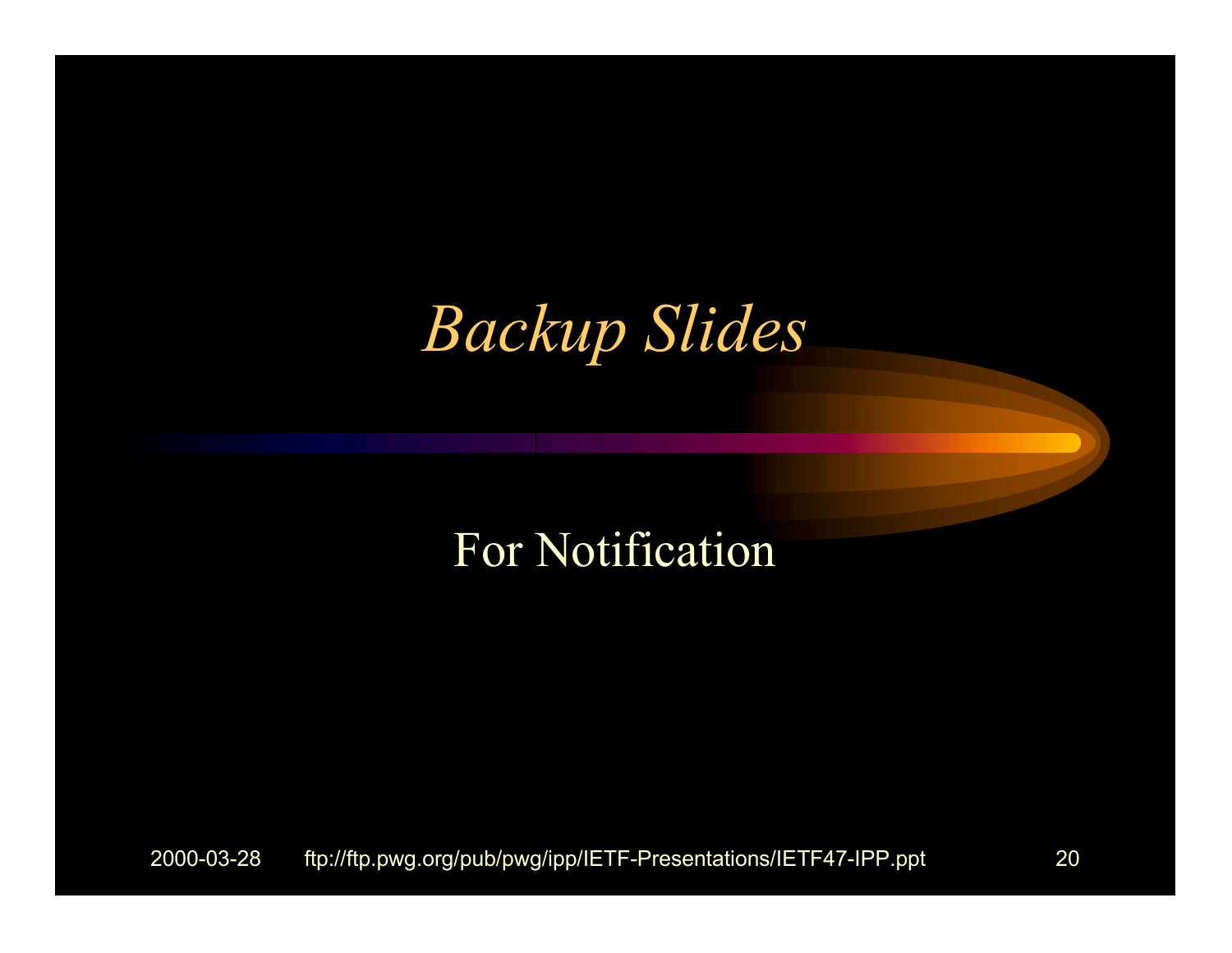# *Backup Slides*

For Notification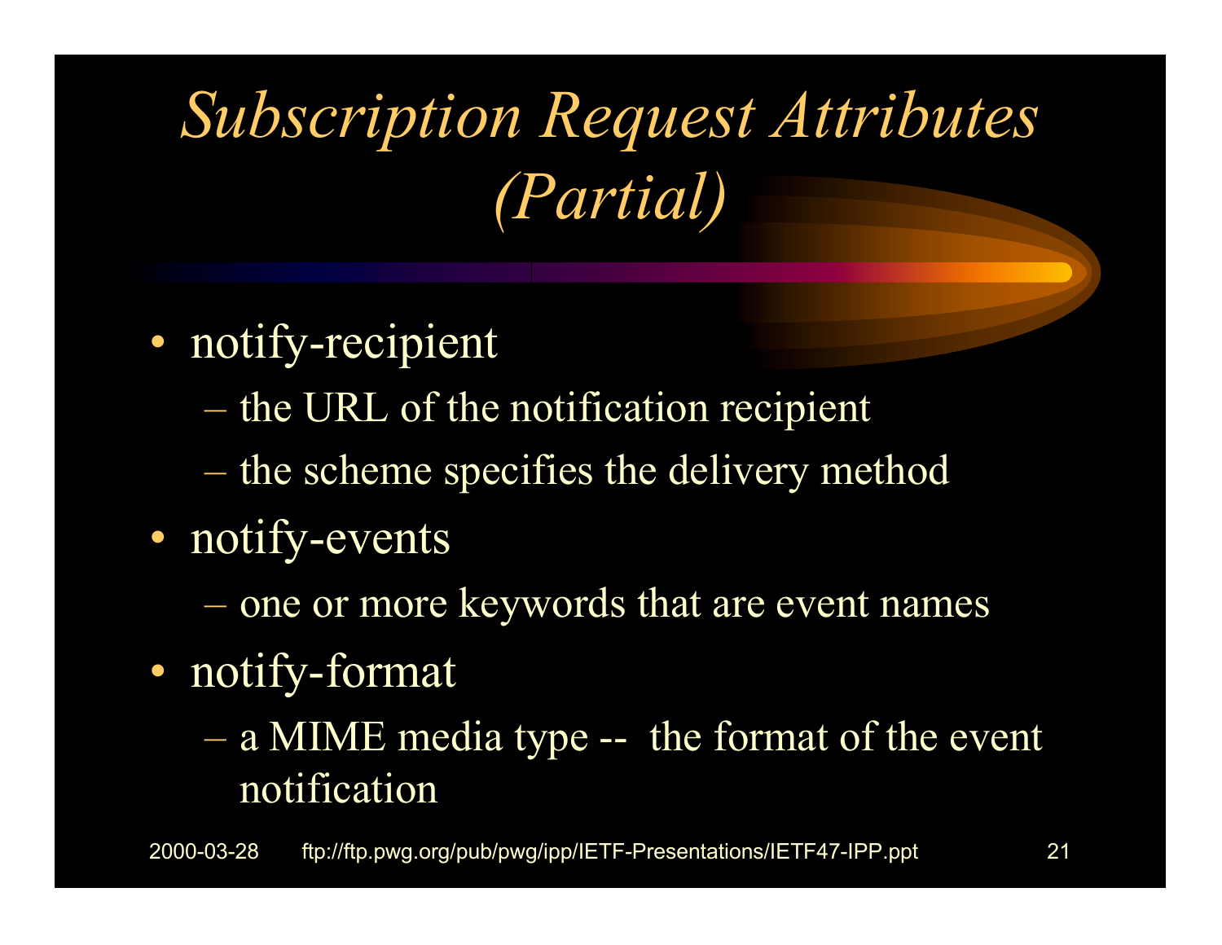# *Subscription Request Attributes (Partial)*

- notify-recipient
  - the URL of the notification recipient
  - the scheme specifies the delivery method
- notify-events
  - one or more keywords that are event names
- notify-format
  - a MIME media type -- the format of the event notification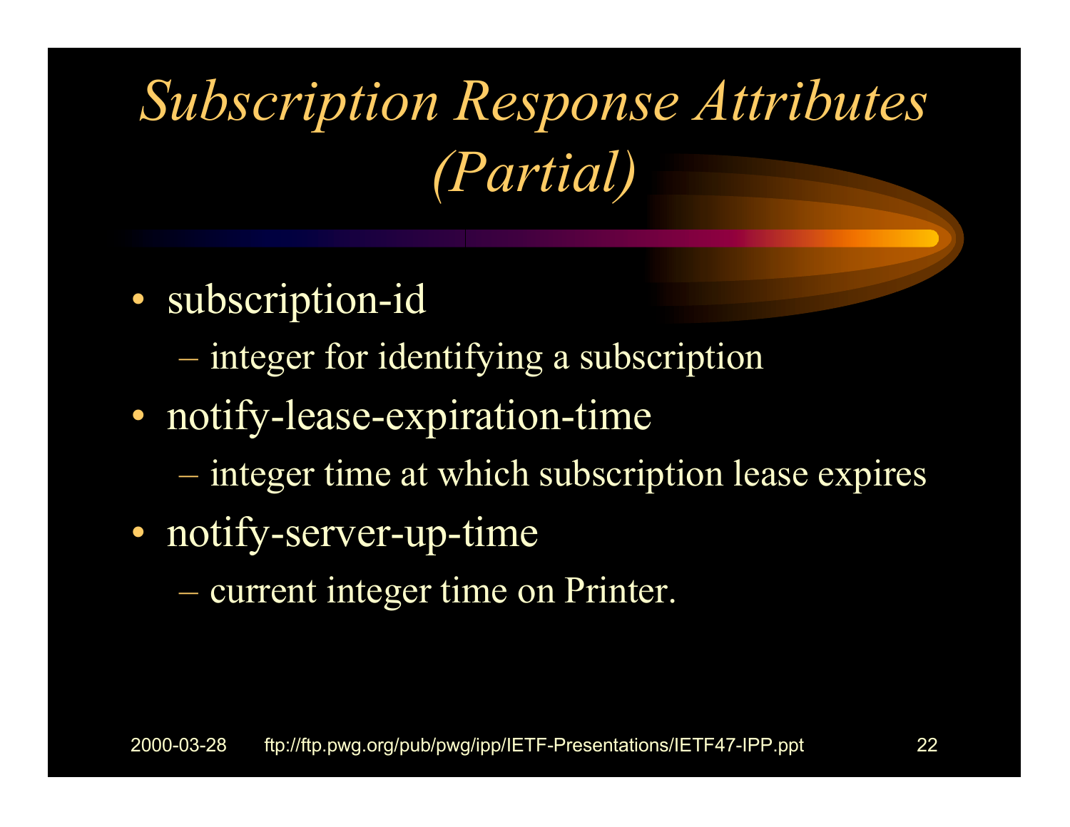# *Subscription Response Attributes (Partial)*

- subscription-id
  - integer for identifying a subscription
- notify-lease-expiration-time
  - integer time at which subscription lease expires
- notify-server-up-time
  - current integer time on Printer.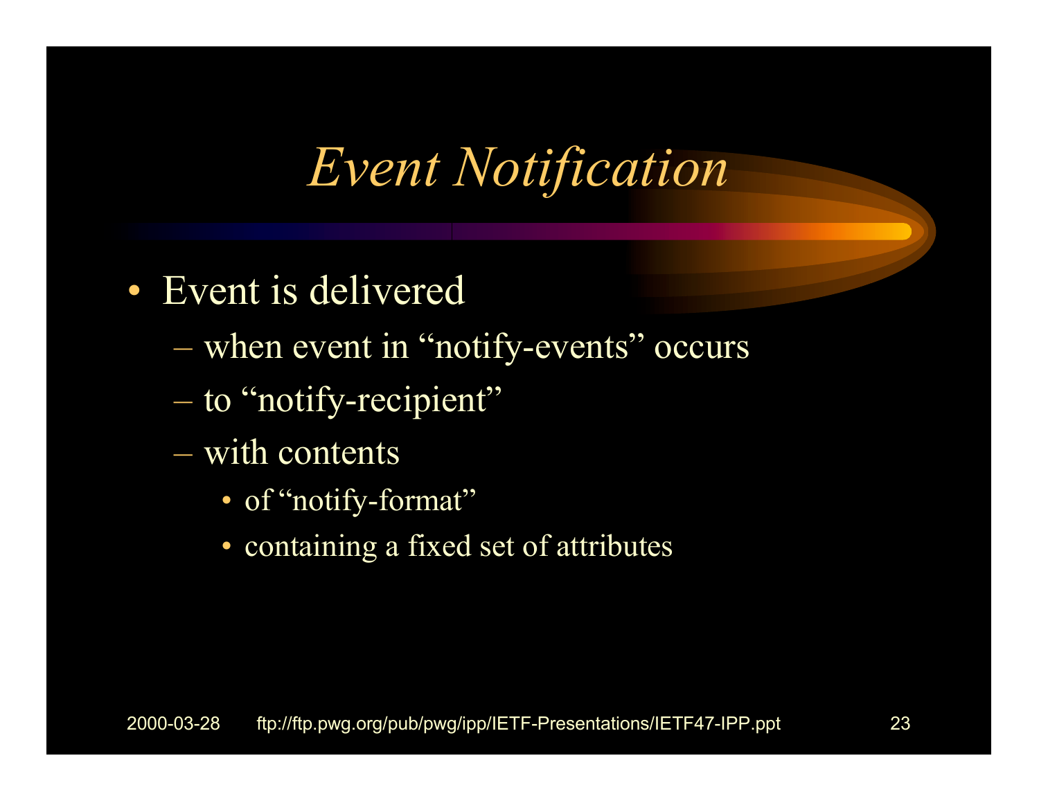# *Event Notification*

- Event is delivered
  - when event in “notify-events” occurs
  - to “notify-recipient”
  - with contents
    - of “notify-format”
    - containing a fixed set of attributes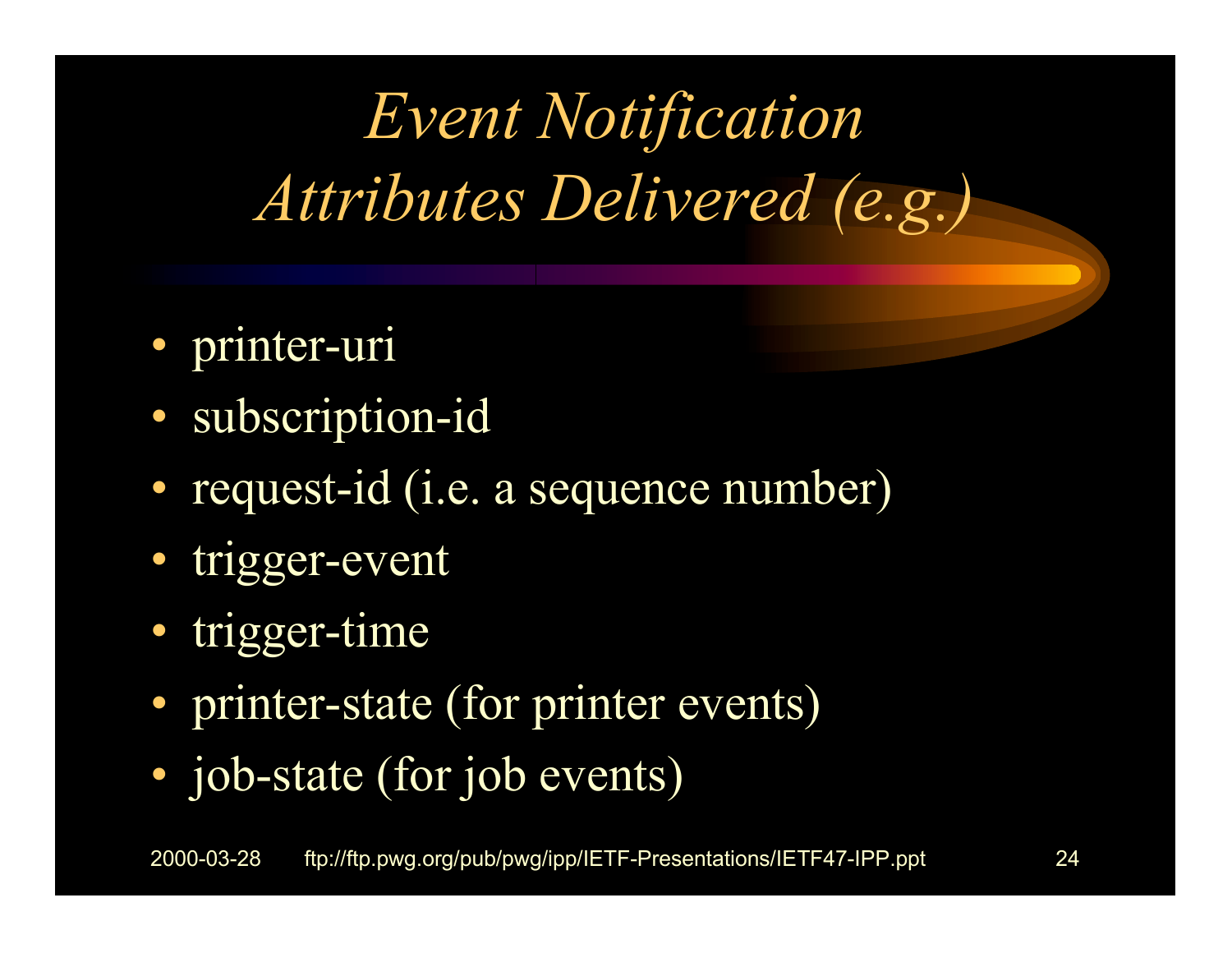# *Event Notification Attributes Delivered (e.g.)*

- printer-uri
- subscription-id
- request-id (i.e. a sequence number)
- trigger-event
- trigger-time
- printer-state (for printer events)
- job-state (for job events)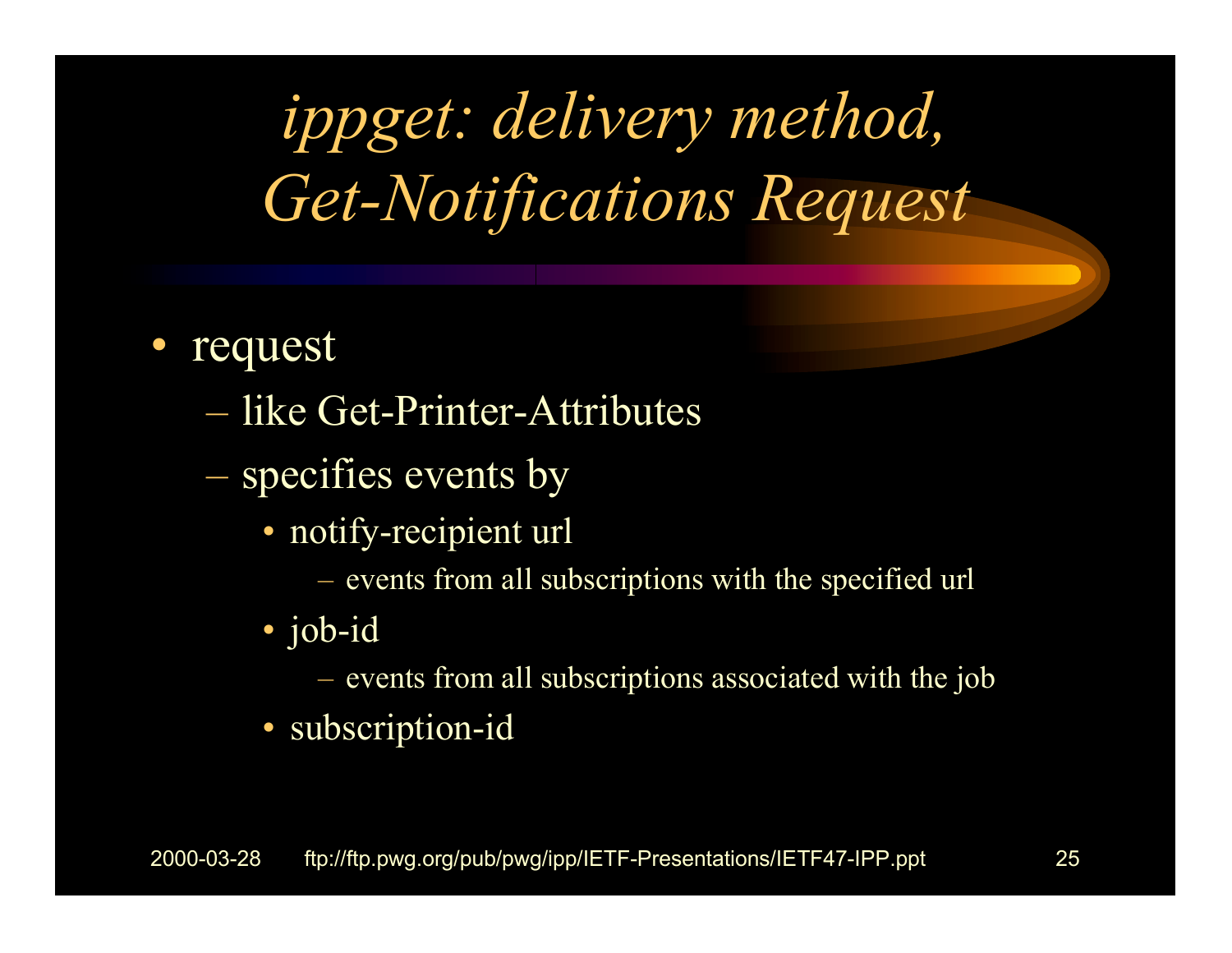# *ippget: delivery method, Get-Notifications Request*

- request
  - like Get-Printer-Attributes
  - specifies events by
    - notify-recipient url
      - events from all subscriptions with the specified url
    - job-id
      - events from all subscriptions associated with the job
    - subscription-id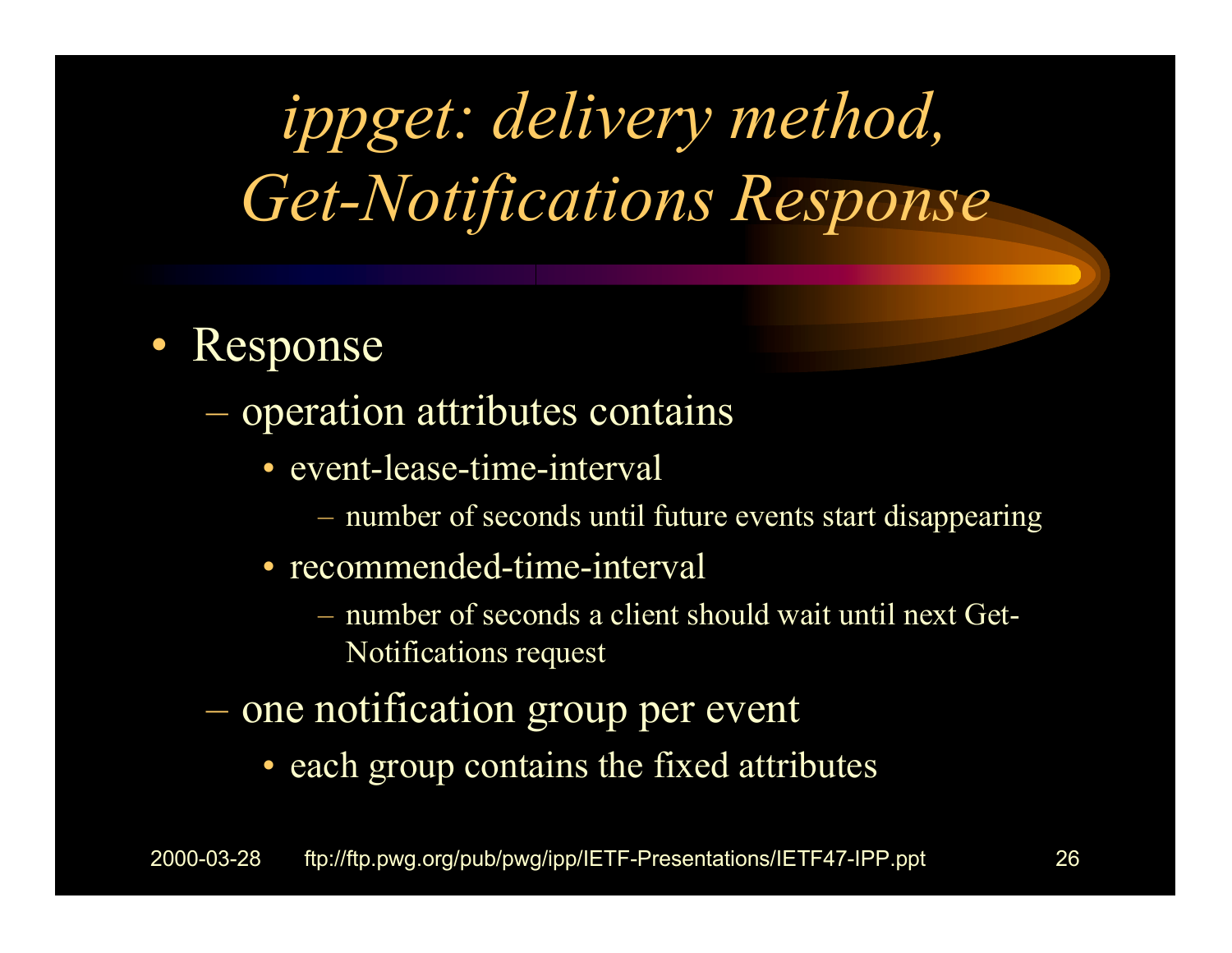# *ippget: delivery method, Get-Notifications Response*

- Response
  - operation attributes contains
    - event-lease-time-interval
      - number of seconds until future events start disappearing
    - recommended-time-interval
      - number of seconds a client should wait until next Get-Notifications request
  - one notification group per event
    - each group contains the fixed attributes